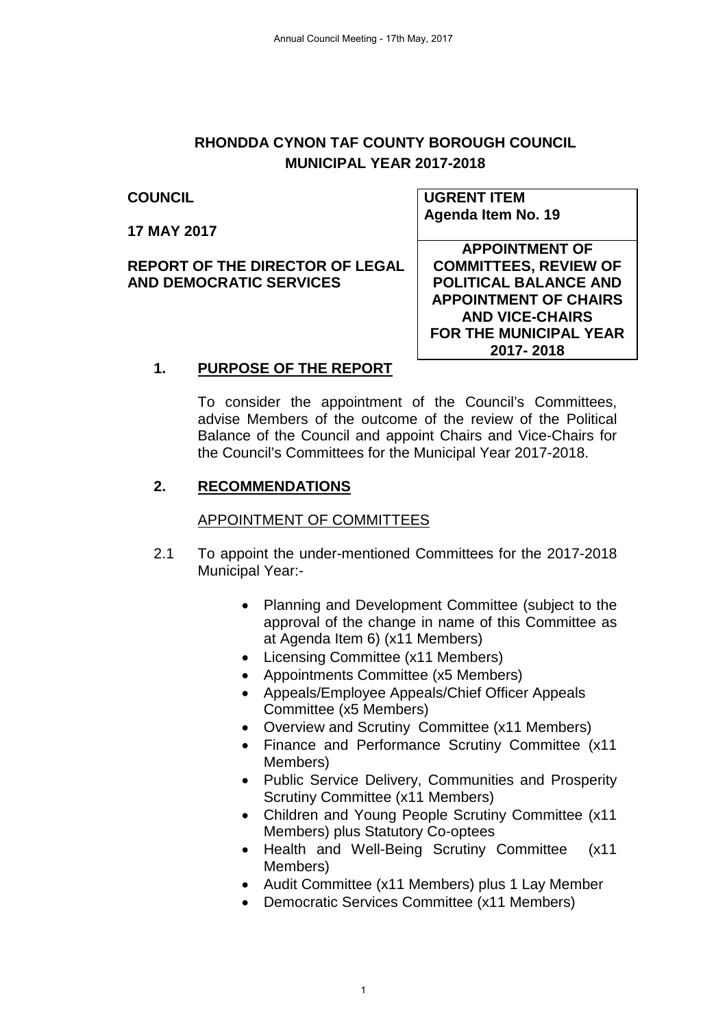# RHONDDA CYNON TAF COUNTY BOROUGH COUNCIL
## MUNICIPAL YEAR 2017-2018

**COUNCIL**

**17 MAY 2017**

**REPORT OF THE DIRECTOR OF LEGAL AND DEMOCRATIC SERVICES**

| **UGRENT ITEM**<br>**Agenda Item No. 19** |
|---|
| **APPOINTMENT OF COMMITTEES, REVIEW OF POLITICAL BALANCE AND APPOINTMENT OF CHAIRS AND VICE-CHAIRS FOR THE MUNICIPAL YEAR 2017- 2018** |

## 1. PURPOSE OF THE REPORT

To consider the appointment of the Council's Committees, advise Members of the outcome of the review of the Political Balance of the Council and appoint Chairs and Vice-Chairs for the Council's Committees for the Municipal Year 2017-2018.

## 2. RECOMMENDATIONS

APPOINTMENT OF COMMITTEES

2.1 To appoint the under-mentioned Committees for the 2017-2018 Municipal Year:-

- Planning and Development Committee (subject to the approval of the change in name of this Committee as at Agenda Item 6) (x11 Members)
- Licensing Committee (x11 Members)
- Appointments Committee (x5 Members)
- Appeals/Employee Appeals/Chief Officer Appeals Committee (x5 Members)
- Overview and Scrutiny Committee (x11 Members)
- Finance and Performance Scrutiny Committee (x11 Members)
- Public Service Delivery, Communities and Prosperity Scrutiny Committee (x11 Members)
- Children and Young People Scrutiny Committee (x11 Members) plus Statutory Co-optees
- Health and Well-Being Scrutiny Committee (x11 Members)
- Audit Committee (x11 Members) plus 1 Lay Member
- Democratic Services Committee (x11 Members)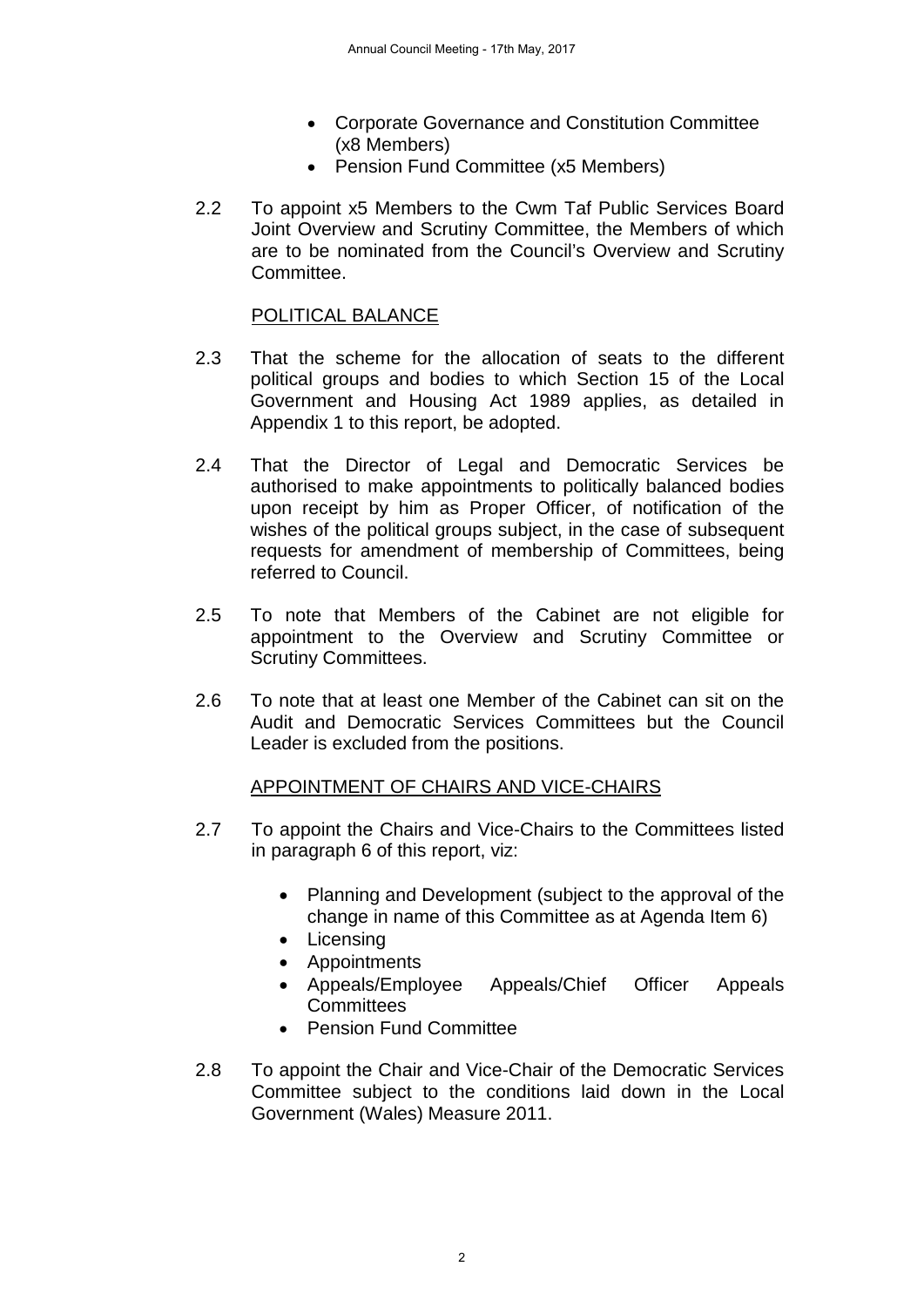- Corporate Governance and Constitution Committee (x8 Members)
- Pension Fund Committee (x5 Members)

2.2 To appoint x5 Members to the Cwm Taf Public Services Board Joint Overview and Scrutiny Committee, the Members of which are to be nominated from the Council's Overview and Scrutiny Committee.

POLITICAL BALANCE

2.3 That the scheme for the allocation of seats to the different political groups and bodies to which Section 15 of the Local Government and Housing Act 1989 applies, as detailed in Appendix 1 to this report, be adopted.

2.4 That the Director of Legal and Democratic Services be authorised to make appointments to politically balanced bodies upon receipt by him as Proper Officer, of notification of the wishes of the political groups subject, in the case of subsequent requests for amendment of membership of Committees, being referred to Council.

2.5 To note that Members of the Cabinet are not eligible for appointment to the Overview and Scrutiny Committee or Scrutiny Committees.

2.6 To note that at least one Member of the Cabinet can sit on the Audit and Democratic Services Committees but the Council Leader is excluded from the positions.

APPOINTMENT OF CHAIRS AND VICE-CHAIRS

2.7 To appoint the Chairs and Vice-Chairs to the Committees listed in paragraph 6 of this report, viz:

- Planning and Development (subject to the approval of the change in name of this Committee as at Agenda Item 6)
- Licensing
- Appointments
- Appeals/Employee Appeals/Chief Officer Appeals Committees
- Pension Fund Committee

2.8 To appoint the Chair and Vice-Chair of the Democratic Services Committee subject to the conditions laid down in the Local Government (Wales) Measure 2011.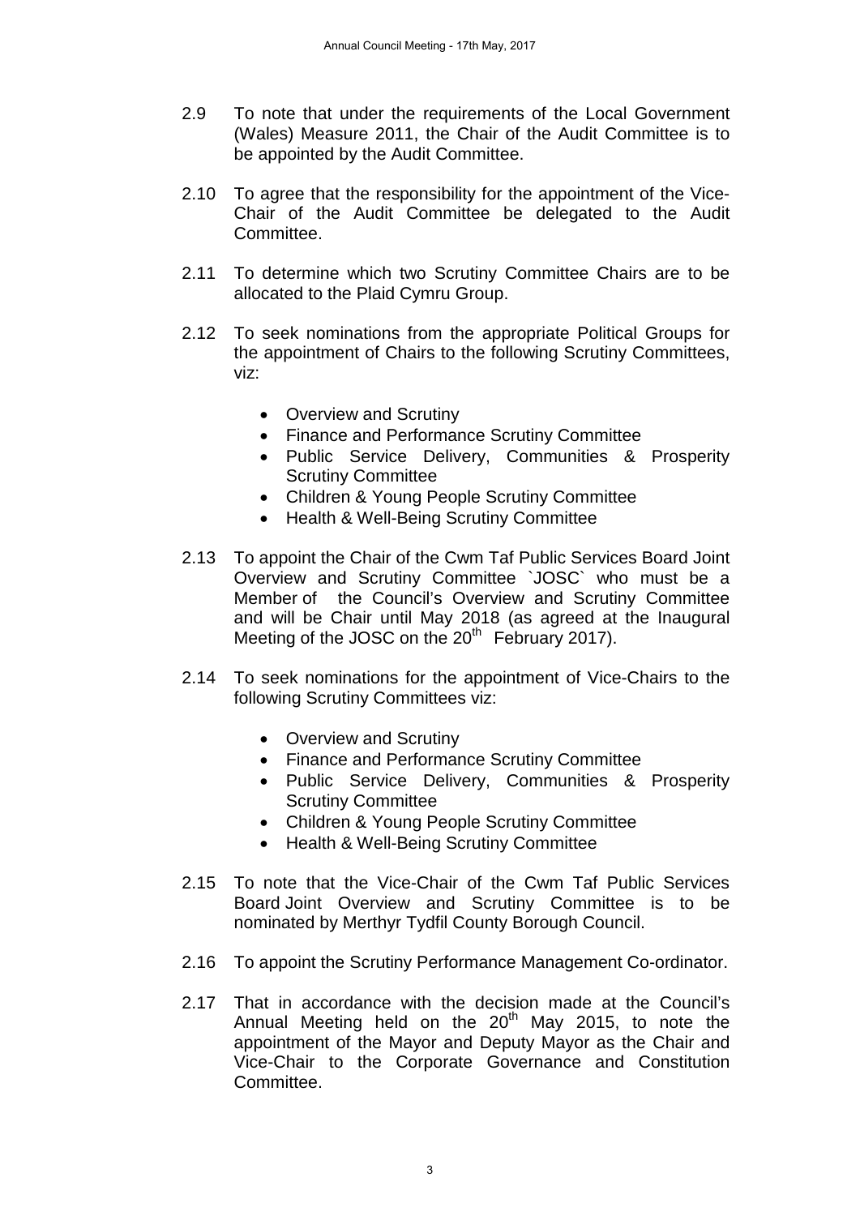2.9 To note that under the requirements of the Local Government (Wales) Measure 2011, the Chair of the Audit Committee is to be appointed by the Audit Committee.

2.10 To agree that the responsibility for the appointment of the Vice-Chair of the Audit Committee be delegated to the Audit Committee.

2.11 To determine which two Scrutiny Committee Chairs are to be allocated to the Plaid Cymru Group.

2.12 To seek nominations from the appropriate Political Groups for the appointment of Chairs to the following Scrutiny Committees, viz:

- Overview and Scrutiny
- Finance and Performance Scrutiny Committee
- Public Service Delivery, Communities & Prosperity Scrutiny Committee
- Children & Young People Scrutiny Committee
- Health & Well-Being Scrutiny Committee

2.13 To appoint the Chair of the Cwm Taf Public Services Board Joint Overview and Scrutiny Committee `JOSC` who must be a Member of the Council's Overview and Scrutiny Committee and will be Chair until May 2018 (as agreed at the Inaugural Meeting of the JOSC on the 20th February 2017).

2.14 To seek nominations for the appointment of Vice-Chairs to the following Scrutiny Committees viz:

- Overview and Scrutiny
- Finance and Performance Scrutiny Committee
- Public Service Delivery, Communities & Prosperity Scrutiny Committee
- Children & Young People Scrutiny Committee
- Health & Well-Being Scrutiny Committee

2.15 To note that the Vice-Chair of the Cwm Taf Public Services Board Joint Overview and Scrutiny Committee is to be nominated by Merthyr Tydfil County Borough Council.

2.16 To appoint the Scrutiny Performance Management Co-ordinator.

2.17 That in accordance with the decision made at the Council's Annual Meeting held on the 20th May 2015, to note the appointment of the Mayor and Deputy Mayor as the Chair and Vice-Chair to the Corporate Governance and Constitution Committee.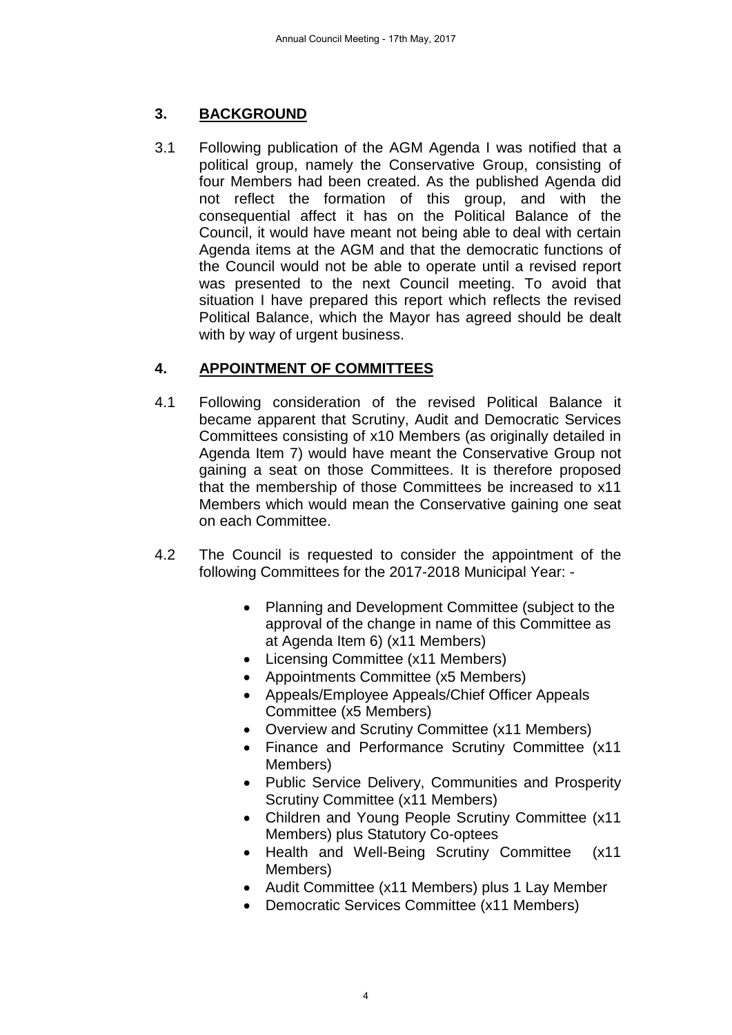## 3. BACKGROUND

3.1 Following publication of the AGM Agenda I was notified that a political group, namely the Conservative Group, consisting of four Members had been created. As the published Agenda did not reflect the formation of this group, and with the consequential affect it has on the Political Balance of the Council, it would have meant not being able to deal with certain Agenda items at the AGM and that the democratic functions of the Council would not be able to operate until a revised report was presented to the next Council meeting. To avoid that situation I have prepared this report which reflects the revised Political Balance, which the Mayor has agreed should be dealt with by way of urgent business.

## 4. APPOINTMENT OF COMMITTEES

4.1 Following consideration of the revised Political Balance it became apparent that Scrutiny, Audit and Democratic Services Committees consisting of x10 Members (as originally detailed in Agenda Item 7) would have meant the Conservative Group not gaining a seat on those Committees. It is therefore proposed that the membership of those Committees be increased to x11 Members which would mean the Conservative gaining one seat on each Committee.

4.2 The Council is requested to consider the appointment of the following Committees for the 2017-2018 Municipal Year: -

- Planning and Development Committee (subject to the approval of the change in name of this Committee as at Agenda Item 6) (x11 Members)
- Licensing Committee (x11 Members)
- Appointments Committee (x5 Members)
- Appeals/Employee Appeals/Chief Officer Appeals Committee (x5 Members)
- Overview and Scrutiny Committee (x11 Members)
- Finance and Performance Scrutiny Committee (x11 Members)
- Public Service Delivery, Communities and Prosperity Scrutiny Committee (x11 Members)
- Children and Young People Scrutiny Committee (x11 Members) plus Statutory Co-optees
- Health and Well-Being Scrutiny Committee (x11 Members)
- Audit Committee (x11 Members) plus 1 Lay Member
- Democratic Services Committee (x11 Members)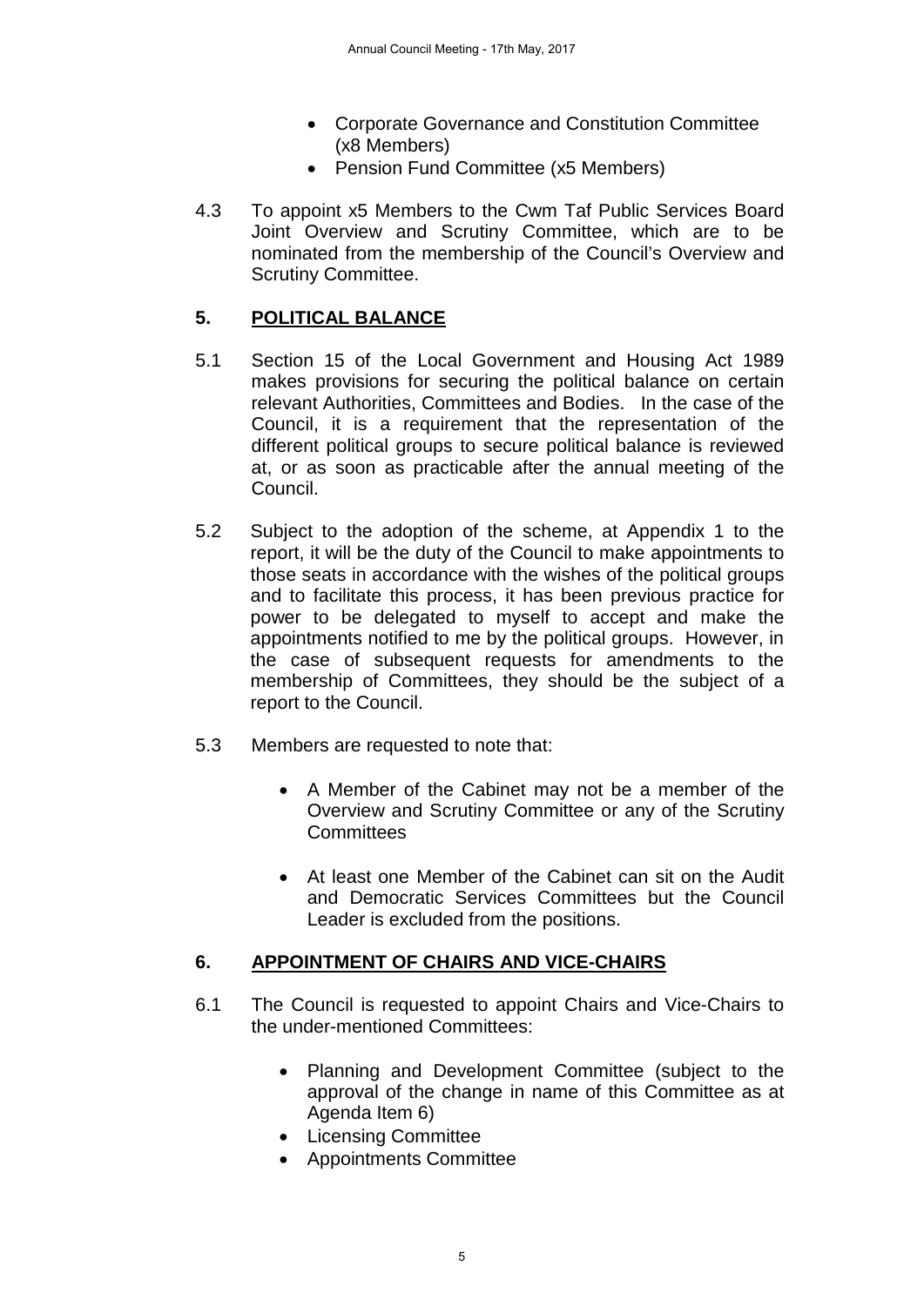- Corporate Governance and Constitution Committee (x8 Members)
- Pension Fund Committee (x5 Members)

4.3 To appoint x5 Members to the Cwm Taf Public Services Board Joint Overview and Scrutiny Committee, which are to be nominated from the membership of the Council's Overview and Scrutiny Committee.

## 5. POLITICAL BALANCE

5.1 Section 15 of the Local Government and Housing Act 1989 makes provisions for securing the political balance on certain relevant Authorities, Committees and Bodies. In the case of the Council, it is a requirement that the representation of the different political groups to secure political balance is reviewed at, or as soon as practicable after the annual meeting of the Council.

5.2 Subject to the adoption of the scheme, at Appendix 1 to the report, it will be the duty of the Council to make appointments to those seats in accordance with the wishes of the political groups and to facilitate this process, it has been previous practice for power to be delegated to myself to accept and make the appointments notified to me by the political groups. However, in the case of subsequent requests for amendments to the membership of Committees, they should be the subject of a report to the Council.

5.3 Members are requested to note that:

- A Member of the Cabinet may not be a member of the Overview and Scrutiny Committee or any of the Scrutiny Committees

- At least one Member of the Cabinet can sit on the Audit and Democratic Services Committees but the Council Leader is excluded from the positions.

## 6. APPOINTMENT OF CHAIRS AND VICE-CHAIRS

6.1 The Council is requested to appoint Chairs and Vice-Chairs to the under-mentioned Committees:

- Planning and Development Committee (subject to the approval of the change in name of this Committee as at Agenda Item 6)
- Licensing Committee
- Appointments Committee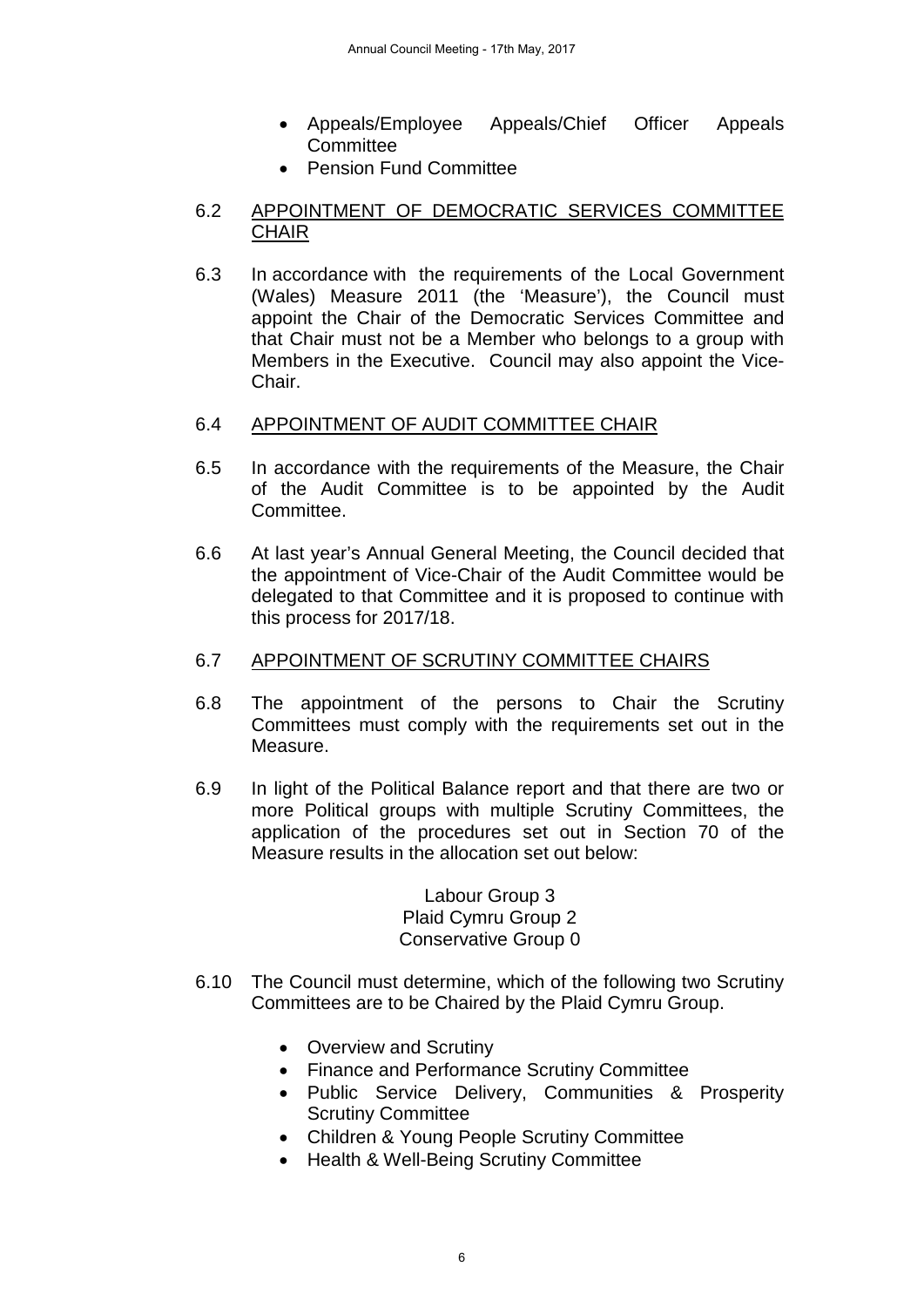- Appeals/Employee Appeals/Chief Officer Appeals Committee
- Pension Fund Committee

6.2 <u>APPOINTMENT OF DEMOCRATIC SERVICES COMMITTEE CHAIR</u>

6.3 In accordance with the requirements of the Local Government (Wales) Measure 2011 (the 'Measure'), the Council must appoint the Chair of the Democratic Services Committee and that Chair must not be a Member who belongs to a group with Members in the Executive. Council may also appoint the Vice-Chair.

6.4 <u>APPOINTMENT OF AUDIT COMMITTEE CHAIR</u>

6.5 In accordance with the requirements of the Measure, the Chair of the Audit Committee is to be appointed by the Audit Committee.

6.6 At last year's Annual General Meeting, the Council decided that the appointment of Vice-Chair of the Audit Committee would be delegated to that Committee and it is proposed to continue with this process for 2017/18.

6.7 <u>APPOINTMENT OF SCRUTINY COMMITTEE CHAIRS</u>

6.8 The appointment of the persons to Chair the Scrutiny Committees must comply with the requirements set out in the Measure.

6.9 In light of the Political Balance report and that there are two or more Political groups with multiple Scrutiny Committees, the application of the procedures set out in Section 70 of the Measure results in the allocation set out below:

Labour Group 3
Plaid Cymru Group 2
Conservative Group 0

6.10 The Council must determine, which of the following two Scrutiny Committees are to be Chaired by the Plaid Cymru Group.

- Overview and Scrutiny
- Finance and Performance Scrutiny Committee
- Public Service Delivery, Communities & Prosperity Scrutiny Committee
- Children & Young People Scrutiny Committee
- Health & Well-Being Scrutiny Committee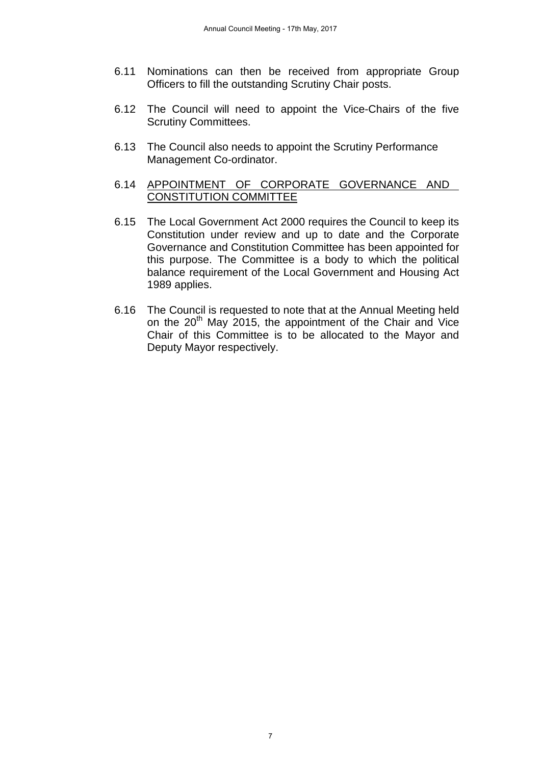6.11 Nominations can then be received from appropriate Group Officers to fill the outstanding Scrutiny Chair posts.

6.12 The Council will need to appoint the Vice-Chairs of the five Scrutiny Committees.

6.13 The Council also needs to appoint the Scrutiny Performance Management Co-ordinator.

6.14 <u>APPOINTMENT OF CORPORATE GOVERNANCE AND CONSTITUTION COMMITTEE</u>

6.15 The Local Government Act 2000 requires the Council to keep its Constitution under review and up to date and the Corporate Governance and Constitution Committee has been appointed for this purpose. The Committee is a body to which the political balance requirement of the Local Government and Housing Act 1989 applies.

6.16 The Council is requested to note that at the Annual Meeting held on the 20th May 2015, the appointment of the Chair and Vice Chair of this Committee is to be allocated to the Mayor and Deputy Mayor respectively.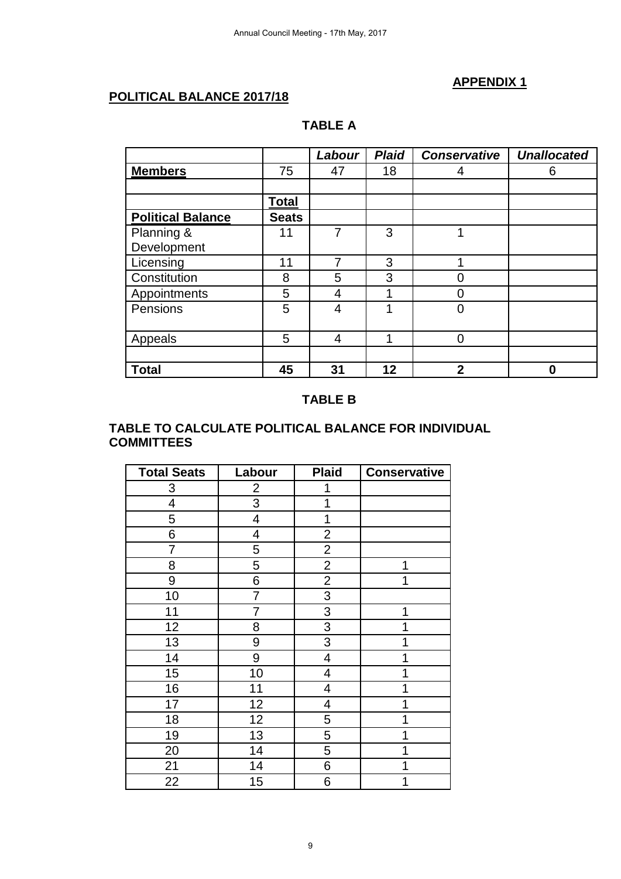**APPENDIX 1**

**POLITICAL BALANCE 2017/18**

**TABLE A**

| | | *Labour* | *Plaid* | *Conservative* | *Unallocated* |
|---|---|---|---|---|---|
| **Members** | 75 | 47 | 18 | 4 | 6 |
| | | | | | |
| | **Total** | | | | |
| **Political Balance** | **Seats** | | | | |
| Planning & Development | 11 | 7 | 3 | 1 | |
| Licensing | 11 | 7 | 3 | 1 | |
| Constitution | 8 | 5 | 3 | 0 | |
| Appointments | 5 | 4 | 1 | 0 | |
| Pensions | 5 | 4 | 1 | 0 | |
| Appeals | 5 | 4 | 1 | 0 | |
| | | | | | |
| **Total** | **45** | **31** | **12** | **2** | **0** |

**TABLE B**

**TABLE TO CALCULATE POLITICAL BALANCE FOR INDIVIDUAL COMMITTEES**

| Total Seats | Labour | Plaid | Conservative |
|---|---|---|---|
| 3 | 2 | 1 | |
| 4 | 3 | 1 | |
| 5 | 4 | 1 | |
| 6 | 4 | 2 | |
| 7 | 5 | 2 | |
| 8 | 5 | 2 | 1 |
| 9 | 6 | 2 | 1 |
| 10 | 7 | 3 | |
| 11 | 7 | 3 | 1 |
| 12 | 8 | 3 | 1 |
| 13 | 9 | 3 | 1 |
| 14 | 9 | 4 | 1 |
| 15 | 10 | 4 | 1 |
| 16 | 11 | 4 | 1 |
| 17 | 12 | 4 | 1 |
| 18 | 12 | 5 | 1 |
| 19 | 13 | 5 | 1 |
| 20 | 14 | 5 | 1 |
| 21 | 14 | 6 | 1 |
| 22 | 15 | 6 | 1 |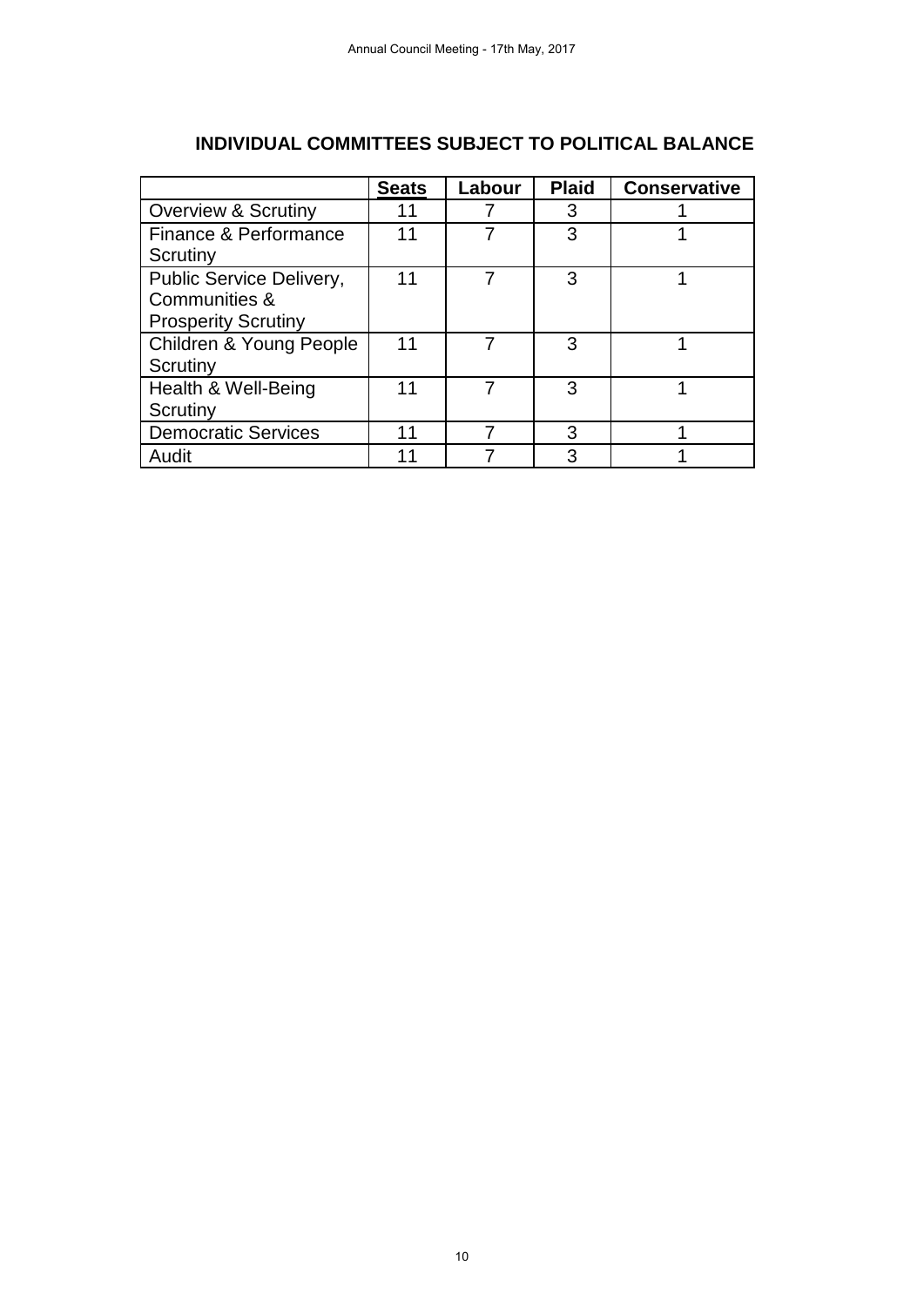## INDIVIDUAL COMMITTEES SUBJECT TO POLITICAL BALANCE

| | **Seats** | **Labour** | **Plaid** | **Conservative** |
|---|---|---|---|---|
| Overview & Scrutiny | 11 | 7 | 3 | 1 |
| Finance & Performance Scrutiny | 11 | 7 | 3 | 1 |
| Public Service Delivery, Communities & Prosperity Scrutiny | 11 | 7 | 3 | 1 |
| Children & Young People Scrutiny | 11 | 7 | 3 | 1 |
| Health & Well-Being Scrutiny | 11 | 7 | 3 | 1 |
| Democratic Services | 11 | 7 | 3 | 1 |
| Audit | 11 | 7 | 3 | 1 |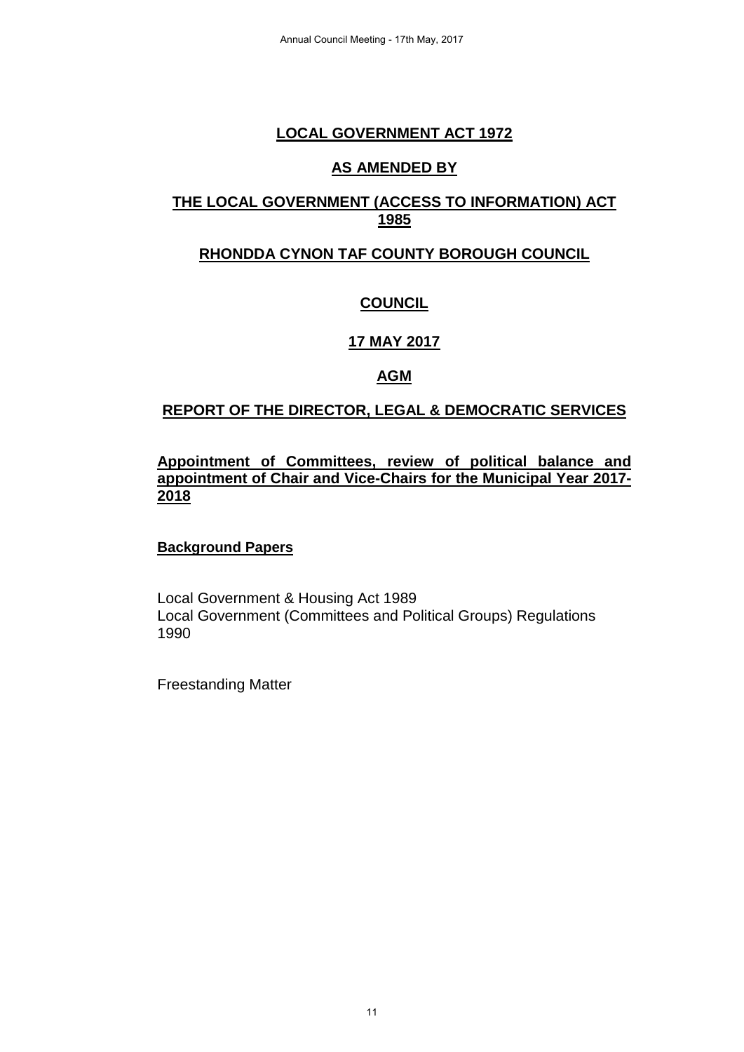**LOCAL GOVERNMENT ACT 1972**

**AS AMENDED BY**

**THE LOCAL GOVERNMENT (ACCESS TO INFORMATION) ACT 1985**

**RHONDDA CYNON TAF COUNTY BOROUGH COUNCIL**

**COUNCIL**

**17 MAY 2017**

**AGM**

**REPORT OF THE DIRECTOR, LEGAL & DEMOCRATIC SERVICES**

**Appointment of Committees, review of political balance and appointment of Chair and Vice-Chairs for the Municipal Year 2017-2018**

**Background Papers**

Local Government & Housing Act 1989
Local Government (Committees and Political Groups) Regulations 1990

Freestanding Matter